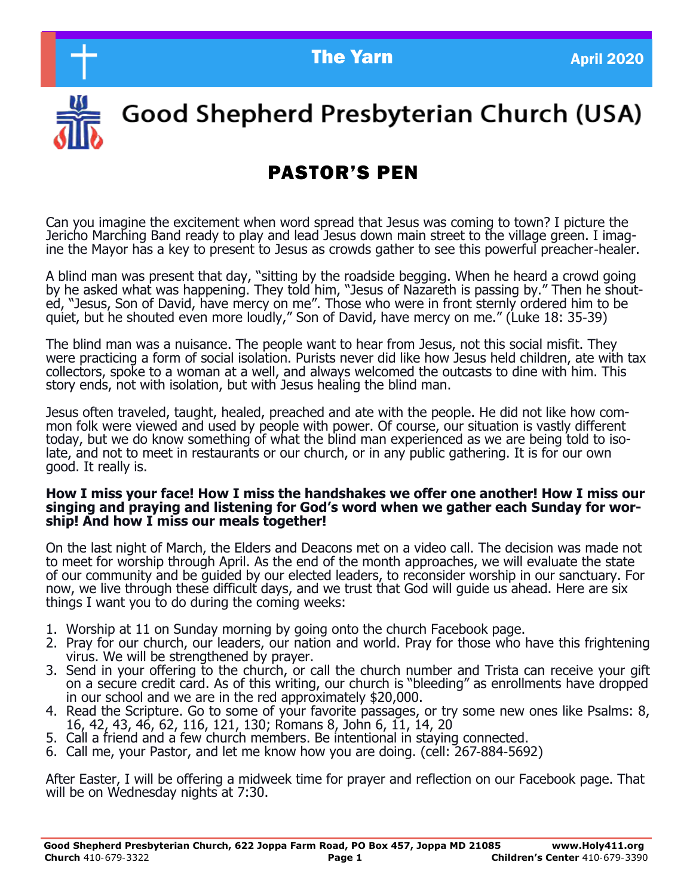The Yarn April 2020

# Good Shepherd Presbyterian Church (USA)

## PASTOR'S PEN

Can you imagine the excitement when word spread that Jesus was coming to town? I picture the Jericho Marching Band ready to play and lead Jesus down main street to the village green. I imagine the Mayor has a key to present to Jesus as crowds gather to see this powerful preacher-healer.

A blind man was present that day, "sitting by the roadside begging. When he heard a crowd going by he asked what was happening. They told him, "Jesus of Nazareth is passing by." Then he shouted, "Jesus, Son of David, have mercy on me". Those who were in front sternly ordered him to be quiet, but he shouted even more loudly," Son of David, have mercy on me." (Luke 18: 35-39)

The blind man was a nuisance. The people want to hear from Jesus, not this social misfit. They were practicing a form of social isolation. Purists never did like how Jesus held children, ate with tax collectors, spoke to a woman at a well, and always welcomed the outcasts to dine with him. This story ends, not with isolation, but with Jesus healing the blind man.

Jesus often traveled, taught, healed, preached and ate with the people. He did not like how common folk were viewed and used by people with power. Of course, our situation is vastly different today, but we do know something of what the blind man experienced as we are being told to isolate, and not to meet in restaurants or our church, or in any public gathering. It is for our own good. It really is.

**How I miss your face! How I miss the handshakes we offer one another! How I miss our singing and praying and listening for God's word when we gather each Sunday for worship! And how I miss our meals together!**

On the last night of March, the Elders and Deacons met on a video call. The decision was made not to meet for worship through April. As the end of the month approaches, we will evaluate the state of our community and be guided by our elected leaders, to reconsider worship in our sanctuary. For now, we live through these difficult days, and we trust that God will guide us ahead. Here are six things I want you to do during the coming weeks:

1. Worship at 11 on Sunday morning by going onto the church Facebook page.
2. Pray for our church, our leaders, our nation and world. Pray for those who have this frightening virus. We will be strengthened by prayer.
3. Send in your offering to the church, or call the church number and Trista can receive your gift on a secure credit card. As of this writing, our church is "bleeding" as enrollments have dropped in our school and we are in the red approximately $20,000.
4. Read the Scripture. Go to some of your favorite passages, or try some new ones like Psalms: 8, 16, 42, 43, 46, 62, 116, 121, 130; Romans 8, John 6, 11, 14, 20
5. Call a friend and a few church members. Be intentional in staying connected.
6. Call me, your Pastor, and let me know how you are doing. (cell: 267-884-5692)

After Easter, I will be offering a midweek time for prayer and reflection on our Facebook page. That will be on Wednesday nights at 7:30.

**Good Shepherd Presbyterian Church, 622 Joppa Farm Road, PO Box 457, Joppa MD 21085** **www.Holy411.org**
**Church** 410-679-3322 **Children's Center** 410-679-3390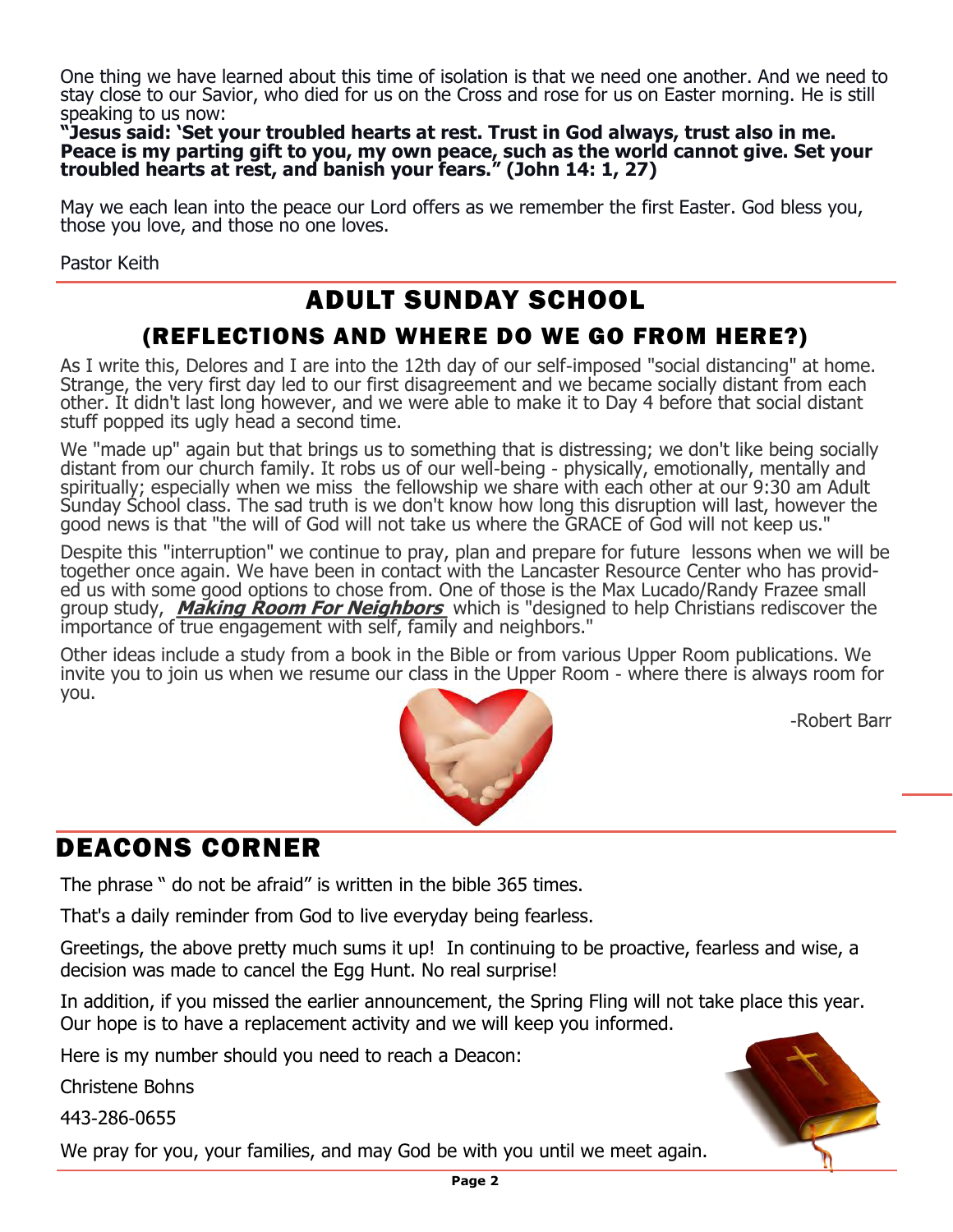One thing we have learned about this time of isolation is that we need one another. And we need to stay close to our Savior, who died for us on the Cross and rose for us on Easter morning. He is still speaking to us now:

**"Jesus said: 'Set your troubled hearts at rest. Trust in God always, trust also in me. Peace is my parting gift to you, my own peace, such as the world cannot give. Set your troubled hearts at rest, and banish your fears." (John 14: 1, 27)**

May we each lean into the peace our Lord offers as we remember the first Easter. God bless you, those you love, and those no one loves.

Pastor Keith

## ADULT SUNDAY SCHOOL

### (REFLECTIONS AND WHERE DO WE GO FROM HERE?)

As I write this, Delores and I are into the 12th day of our self-imposed "social distancing" at home. Strange, the very first day led to our first disagreement and we became socially distant from each other. It didn't last long however, and we were able to make it to Day 4 before that social distant stuff popped its ugly head a second time.

We "made up" again but that brings us to something that is distressing; we don't like being socially distant from our church family. It robs us of our well-being - physically, emotionally, mentally and spiritually; especially when we miss the fellowship we share with each other at our 9:30 am Adult Sunday School class. The sad truth is we don't know how long this disruption will last, however the good news is that "the will of God will not take us where the GRACE of God will not keep us."

Despite this "interruption" we continue to pray, plan and prepare for future lessons when we will be together once again. We have been in contact with the Lancaster Resource Center who has provided us with some good options to chose from. One of those is the Max Lucado/Randy Frazee small group study, ***Making Room For Neighbors*** which is "designed to help Christians rediscover the importance of true engagement with self, family and neighbors."

Other ideas include a study from a book in the Bible or from various Upper Room publications. We invite you to join us when we resume our class in the Upper Room - where there is always room for you.

-Robert Barr

## DEACONS CORNER

The phrase " do not be afraid" is written in the bible 365 times.

That's a daily reminder from God to live everyday being fearless.

Greetings, the above pretty much sums it up! In continuing to be proactive, fearless and wise, a decision was made to cancel the Egg Hunt. No real surprise!

In addition, if you missed the earlier announcement, the Spring Fling will not take place this year. Our hope is to have a replacement activity and we will keep you informed.

Here is my number should you need to reach a Deacon:

Christene Bohns

443-286-0655

We pray for you, your families, and may God be with you until we meet again.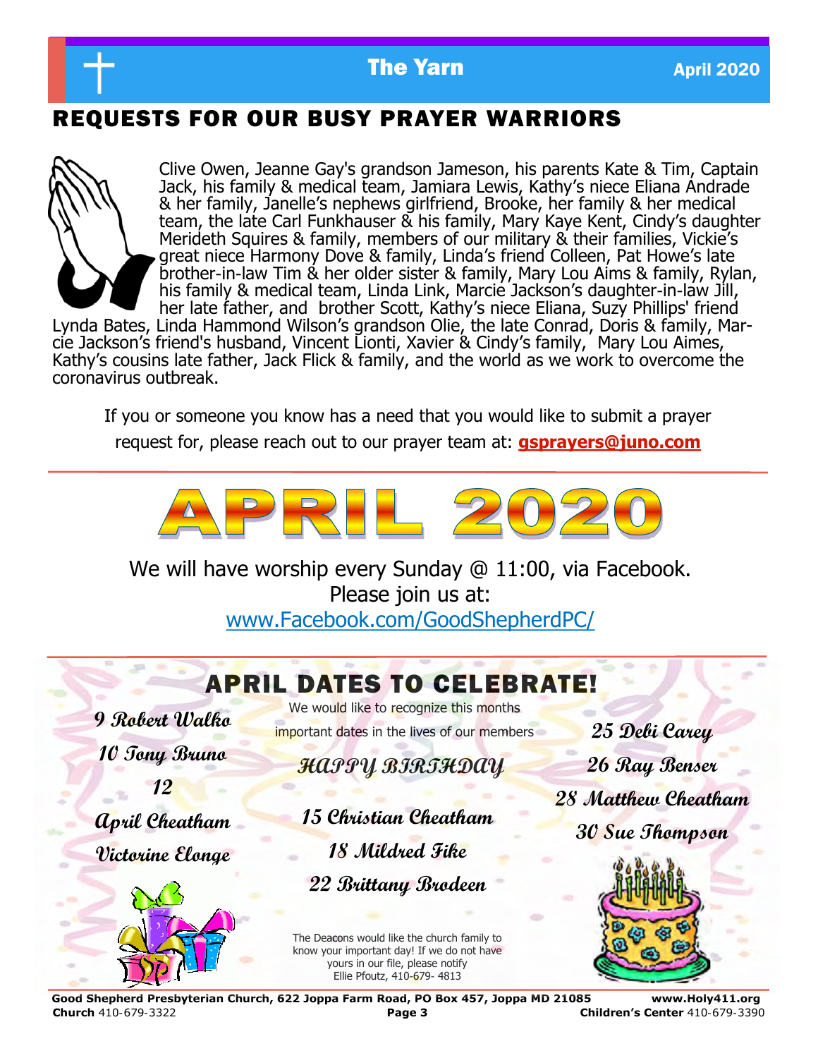## REQUESTS FOR OUR BUSY PRAYER WARRIORS

Clive Owen, Jeanne Gay's grandson Jameson, his parents Kate & Tim, Captain Jack, his family & medical team, Jamiara Lewis, Kathy's niece Eliana Andrade & her family, Janelle's nephews girlfriend, Brooke, her family & her medical team, the late Carl Funkhauser & his family, Mary Kaye Kent, Cindy's daughter Merideth Squires & family, members of our military & their families, Vickie's great niece Harmony Dove & family, Linda's friend Colleen, Pat Howe's late brother-in-law Tim & her older sister & family, Mary Lou Aims & family, Rylan, his family & medical team, Linda Link, Marcie Jackson's daughter-in-law Jill, her late father, and brother Scott, Kathy's niece Eliana, Suzy Phillips' friend Lynda Bates, Linda Hammond Wilson's grandson Olie, the late Conrad, Doris & family, Marcie Jackson's friend's husband, Vincent Lionti, Xavier & Cindy's family, Mary Lou Aimes, Kathy's cousins late father, Jack Flick & family, and the world as we work to overcome the coronavirus outbreak.

If you or someone you know has a need that you would like to submit a prayer request for, please reach out to our prayer team at: **gsprayers@juno.com**

# APRIL 2020

We will have worship every Sunday @ 11:00, via Facebook.
Please join us at:
www.Facebook.com/GoodShepherdPC/

## APRIL DATES TO CELEBRATE!

We would like to recognize this months important dates in the lives of our members

**HAPPY BIRTHDAY**

- 9 Robert Walko
- 10 Tony Bruno
- 12 April Cheatham, Victorine Elonge
- 15 Christian Cheatham
- 18 Mildred Fike
- 22 Brittany Brodeen
- 25 Debi Carey
- 26 Ray Benser
- 28 Matthew Cheatham
- 30 Sue Thompson

The Deacons would like the church family to know your important day! If we do not have yours in our file, please notify Ellie Pfoutz, 410-679- 4813

Good Shepherd Presbyterian Church, 622 Joppa Farm Road, PO Box 457, Joppa MD 21085 www.Holy411.org
**Church** 410-679-3322 **Children's Center** 410-679-3390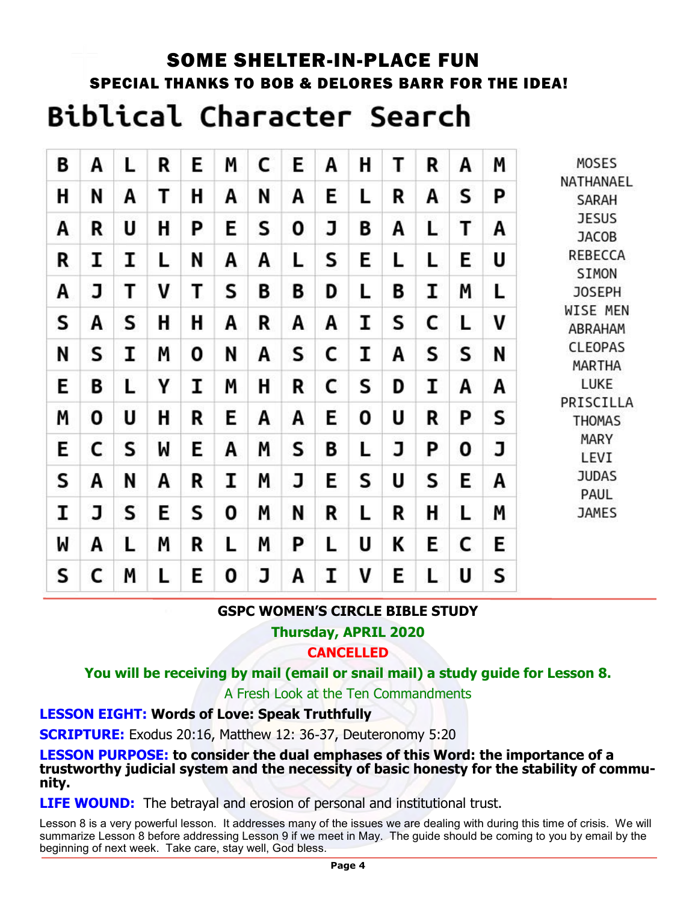## SOME SHELTER-IN-PLACE FUN

### SPECIAL THANKS TO BOB & DELORES BARR FOR THE IDEA!

# Biblical Character Search

| | | | | | | | | | | | | | |
|---|---|---|---|---|---|---|---|---|---|---|---|---|---|
| B | A | L | R | E | M | C | E | A | H | T | R | A | M |
| H | N | A | T | H | A | N | A | E | L | R | A | S | P |
| A | R | U | H | P | E | S | O | J | B | A | L | T | A |
| R | I | I | L | N | A | A | L | S | E | L | L | E | U |
| A | J | T | V | T | S | B | B | D | L | B | I | M | L |
| S | A | S | H | H | A | R | A | A | I | S | C | L | V |
| N | S | I | M | O | N | A | S | C | I | A | S | S | N |
| E | B | L | Y | I | M | H | R | C | S | D | I | A | A |
| M | O | U | H | R | E | A | A | E | O | U | R | P | S |
| E | C | S | W | E | A | M | S | B | L | J | P | O | J |
| S | A | N | A | R | I | M | J | E | S | U | S | E | A |
| I | J | S | E | S | O | M | N | R | L | R | H | L | M |
| W | A | L | M | R | L | M | P | L | U | K | E | C | E |
| S | C | M | L | E | O | J | A | I | V | E | L | U | S |

MOSES
NATHANAEL
SARAH
JESUS
JACOB
REBECCA
SIMON
JOSEPH
WISE MEN
ABRAHAM
CLEOPAS
MARTHA
LUKE
PRISCILLA
THOMAS
MARY
LEVI
JUDAS
PAUL
JAMES

---

**GSPC WOMEN'S CIRCLE BIBLE STUDY**

**Thursday, APRIL 2020**

**CANCELLED**

**You will be receiving by mail (email or snail mail) a study guide for Lesson 8.**

A Fresh Look at the Ten Commandments

**LESSON EIGHT: Words of Love: Speak Truthfully**

**SCRIPTURE:** Exodus 20:16, Matthew 12: 36-37, Deuteronomy 5:20

**LESSON PURPOSE: to consider the dual emphases of this Word: the importance of a trustworthy judicial system and the necessity of basic honesty for the stability of community.**

**LIFE WOUND:** The betrayal and erosion of personal and institutional trust.

Lesson 8 is a very powerful lesson. It addresses many of the issues we are dealing with during this time of crisis. We will summarize Lesson 8 before addressing Lesson 9 if we meet in May. The guide should be coming to you by email by the beginning of next week. Take care, stay well, God bless.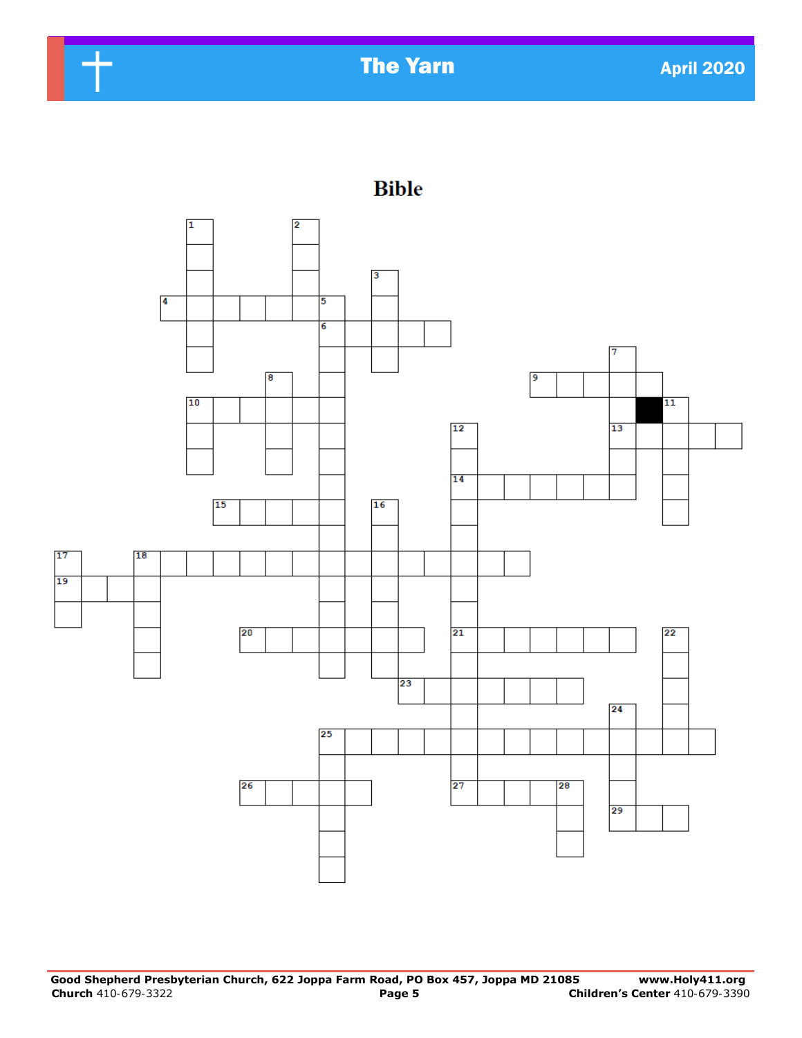# Bible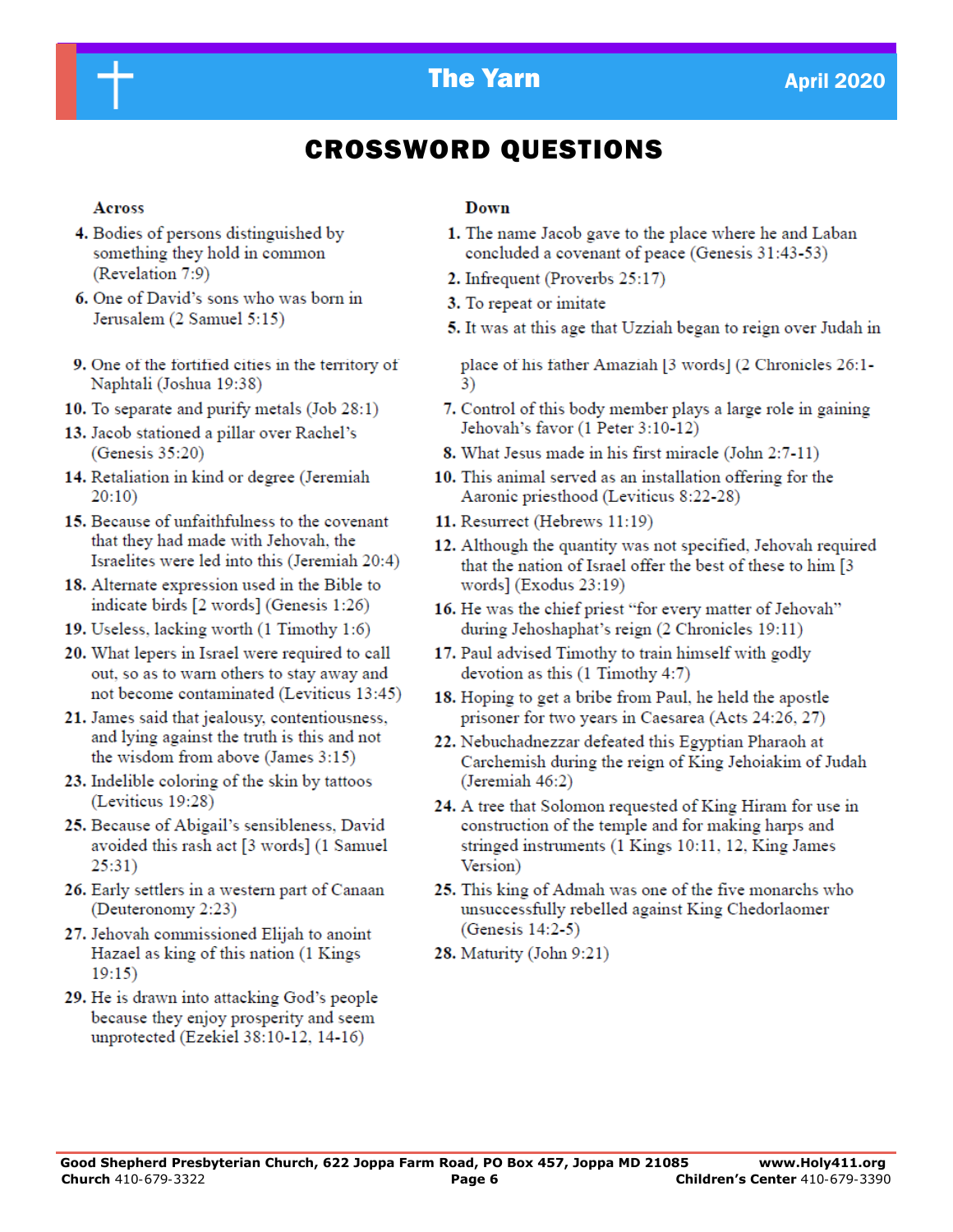# CROSSWORD QUESTIONS

**Across**

**4.** Bodies of persons distinguished by something they hold in common (Revelation 7:9)

**6.** One of David's sons who was born in Jerusalem (2 Samuel 5:15)

**9.** One of the fortified cities in the territory of Naphtali (Joshua 19:38)

**10.** To separate and purify metals (Job 28:1)

**13.** Jacob stationed a pillar over Rachel's (Genesis 35:20)

**14.** Retaliation in kind or degree (Jeremiah 20:10)

**15.** Because of unfaithfulness to the covenant that they had made with Jehovah, the Israelites were led into this (Jeremiah 20:4)

**18.** Alternate expression used in the Bible to indicate birds [2 words] (Genesis 1:26)

**19.** Useless, lacking worth (1 Timothy 1:6)

**20.** What lepers in Israel were required to call out, so as to warn others to stay away and not become contaminated (Leviticus 13:45)

**21.** James said that jealousy, contentiousness, and lying against the truth is this and not the wisdom from above (James 3:15)

**23.** Indelible coloring of the skin by tattoos (Leviticus 19:28)

**25.** Because of Abigail's sensibleness, David avoided this rash act [3 words] (1 Samuel 25:31)

**26.** Early settlers in a western part of Canaan (Deuteronomy 2:23)

**27.** Jehovah commissioned Elijah to anoint Hazael as king of this nation (1 Kings 19:15)

**29.** He is drawn into attacking God's people because they enjoy prosperity and seem unprotected (Ezekiel 38:10-12, 14-16)

**Down**

**1.** The name Jacob gave to the place where he and Laban concluded a covenant of peace (Genesis 31:43-53)

**2.** Infrequent (Proverbs 25:17)

**3.** To repeat or imitate

**5.** It was at this age that Uzziah began to reign over Judah in place of his father Amaziah [3 words] (2 Chronicles 26:1-3)

**7.** Control of this body member plays a large role in gaining Jehovah's favor (1 Peter 3:10-12)

**8.** What Jesus made in his first miracle (John 2:7-11)

**10.** This animal served as an installation offering for the Aaronic priesthood (Leviticus 8:22-28)

**11.** Resurrect (Hebrews 11:19)

**12.** Although the quantity was not specified, Jehovah required that the nation of Israel offer the best of these to him [3 words] (Exodus 23:19)

**16.** He was the chief priest "for every matter of Jehovah" during Jehoshaphat's reign (2 Chronicles 19:11)

**17.** Paul advised Timothy to train himself with godly devotion as this (1 Timothy 4:7)

**18.** Hoping to get a bribe from Paul, he held the apostle prisoner for two years in Caesarea (Acts 24:26, 27)

**22.** Nebuchadnezzar defeated this Egyptian Pharaoh at Carchemish during the reign of King Jehoiakim of Judah (Jeremiah 46:2)

**24.** A tree that Solomon requested of King Hiram for use in construction of the temple and for making harps and stringed instruments (1 Kings 10:11, 12, King James Version)

**25.** This king of Admah was one of the five monarchs who unsuccessfully rebelled against King Chedorlaomer (Genesis 14:2-5)

**28.** Maturity (John 9:21)